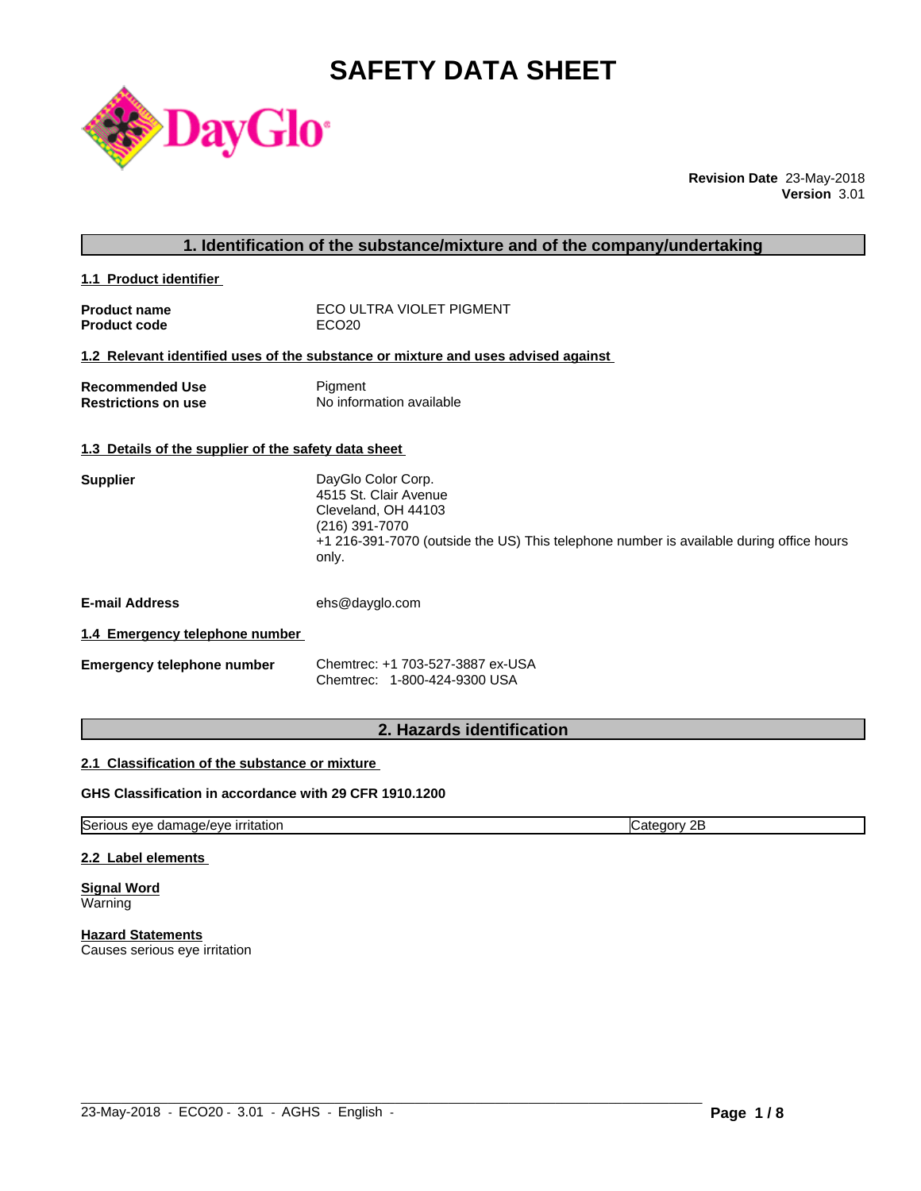# SAFETY DATA SHEET

**Revision Date** 23-May-2018
**Version** 3.01

## 1. Identification of the substance/mixture and of the company/undertaking

### 1.1 Product identifier

**Product name** ECO ULTRA VIOLET PIGMENT
**Product code** ECO20

### 1.2 Relevant identified uses of the substance or mixture and uses advised against

**Recommended Use** Pigment
**Restrictions on use** No information available

### 1.3 Details of the supplier of the safety data sheet

**Supplier**
DayGlo Color Corp.
4515 St. Clair Avenue
Cleveland, OH 44103
(216) 391-7070
+1 216-391-7070 (outside the US) This telephone number is available during office hours only.

**E-mail Address** ehs@dayglo.com

### 1.4 Emergency telephone number

**Emergency telephone number**
Chemtrec: +1 703-527-3887 ex-USA
Chemtrec: 1-800-424-9300 USA

## 2. Hazards identification

### 2.1 Classification of the substance or mixture

**GHS Classification in accordance with 29 CFR 1910.1200**

| | |
|---|---|
| Serious eye damage/eye irritation | Category 2B |

### 2.2 Label elements

**Signal Word**
Warning

**Hazard Statements**
Causes serious eye irritation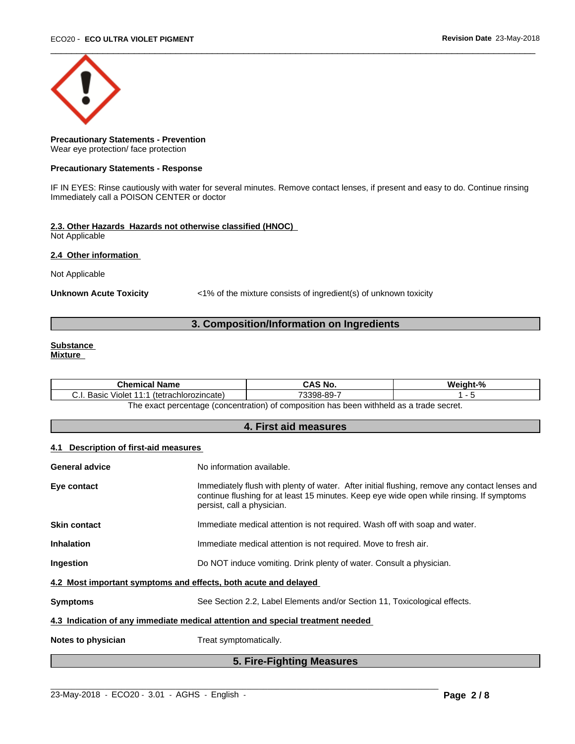**Precautionary Statements - Prevention**
Wear eye protection/ face protection

**Precautionary Statements - Response**

IF IN EYES: Rinse cautiously with water for several minutes. Remove contact lenses, if present and easy to do. Continue rinsing
Immediately call a POISON CENTER or doctor

**2.3. Other Hazards Hazards not otherwise classified (HNOC)**
Not Applicable

**2.4 Other information**

Not Applicable

**Unknown Acute Toxicity** <1% of the mixture consists of ingredient(s) of unknown toxicity

## 3. Composition/Information on Ingredients

**Substance**
**Mixture**

| Chemical Name | CAS No. | Weight-% |
|---|---|---|
| C.I. Basic Violet 11:1 (tetrachlorozincate) | 73398-89-7 | 1 - 5 |

The exact percentage (concentration) of composition has been withheld as a trade secret.

## 4. First aid measures

**4.1 Description of first-aid measures**

**General advice** No information available.

**Eye contact** Immediately flush with plenty of water. After initial flushing, remove any contact lenses and continue flushing for at least 15 minutes. Keep eye wide open while rinsing. If symptoms persist, call a physician.

**Skin contact** Immediate medical attention is not required. Wash off with soap and water.

**Inhalation** Immediate medical attention is not required. Move to fresh air.

**Ingestion** Do NOT induce vomiting. Drink plenty of water. Consult a physician.

**4.2 Most important symptoms and effects, both acute and delayed**

**Symptoms** See Section 2.2, Label Elements and/or Section 11, Toxicological effects.

**4.3 Indication of any immediate medical attention and special treatment needed**

**Notes to physician** Treat symptomatically.

## 5. Fire-Fighting Measures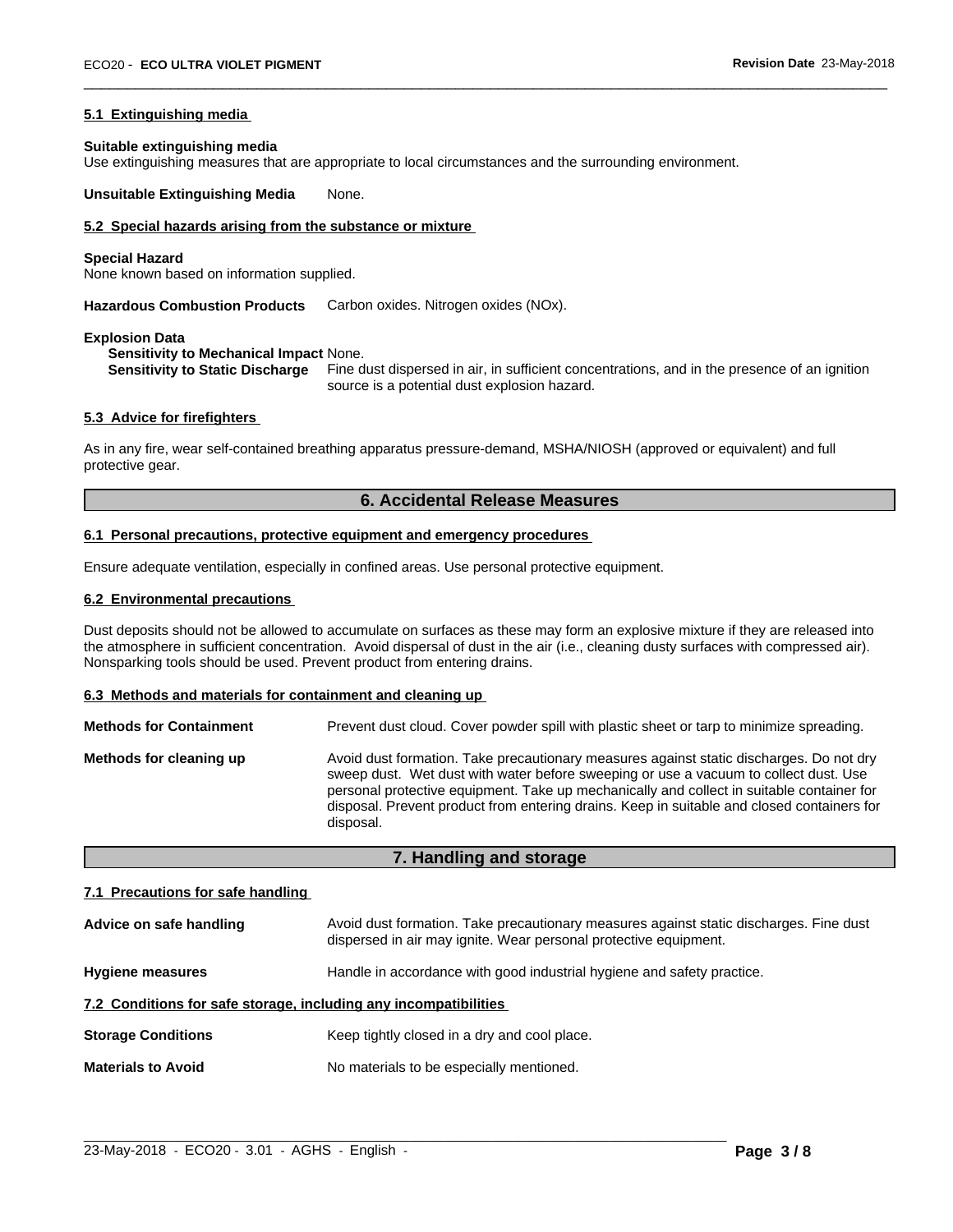#### 5.1 Extinguishing media

**Suitable extinguishing media**
Use extinguishing measures that are appropriate to local circumstances and the surrounding environment.

**Unsuitable Extinguishing Media** None.

#### 5.2 Special hazards arising from the substance or mixture

**Special Hazard**
None known based on information supplied.

**Hazardous Combustion Products** Carbon oxides. Nitrogen oxides (NOx).

**Explosion Data**
**Sensitivity to Mechanical Impact** None.
**Sensitivity to Static Discharge** Fine dust dispersed in air, in sufficient concentrations, and in the presence of an ignition source is a potential dust explosion hazard.

#### 5.3 Advice for firefighters

As in any fire, wear self-contained breathing apparatus pressure-demand, MSHA/NIOSH (approved or equivalent) and full protective gear.

## 6. Accidental Release Measures

#### 6.1 Personal precautions, protective equipment and emergency procedures

Ensure adequate ventilation, especially in confined areas. Use personal protective equipment.

#### 6.2 Environmental precautions

Dust deposits should not be allowed to accumulate on surfaces as these may form an explosive mixture if they are released into the atmosphere in sufficient concentration. Avoid dispersal of dust in the air (i.e., cleaning dusty surfaces with compressed air). Nonsparking tools should be used. Prevent product from entering drains.

#### 6.3 Methods and materials for containment and cleaning up

**Methods for Containment** Prevent dust cloud. Cover powder spill with plastic sheet or tarp to minimize spreading.

**Methods for cleaning up** Avoid dust formation. Take precautionary measures against static discharges. Do not dry sweep dust. Wet dust with water before sweeping or use a vacuum to collect dust. Use personal protective equipment. Take up mechanically and collect in suitable container for disposal. Prevent product from entering drains. Keep in suitable and closed containers for disposal.

## 7. Handling and storage

#### 7.1 Precautions for safe handling

**Advice on safe handling** Avoid dust formation. Take precautionary measures against static discharges. Fine dust dispersed in air may ignite. Wear personal protective equipment.

**Hygiene measures** Handle in accordance with good industrial hygiene and safety practice.

#### 7.2 Conditions for safe storage, including any incompatibilities

**Storage Conditions** Keep tightly closed in a dry and cool place.

**Materials to Avoid** No materials to be especially mentioned.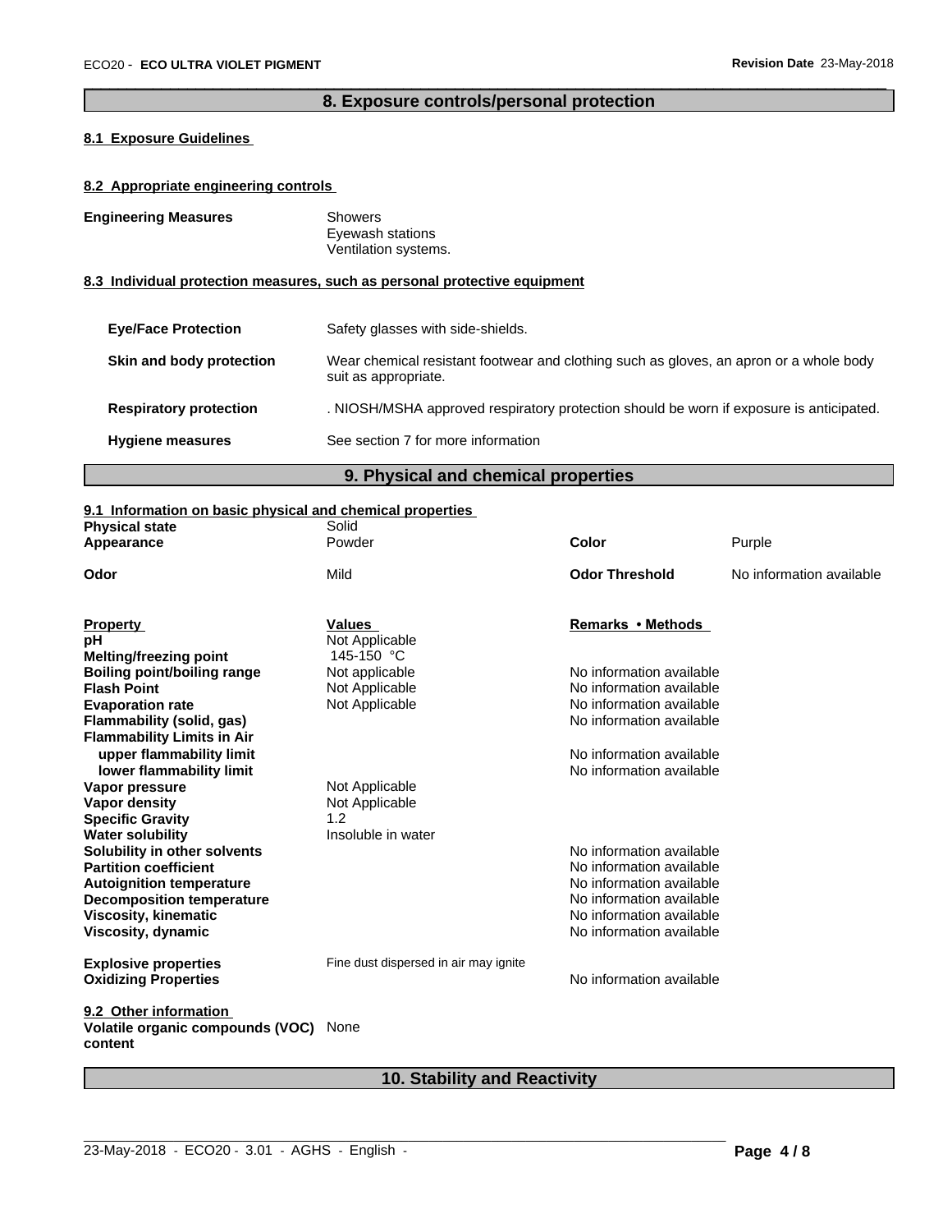## 8. Exposure controls/personal protection

### 8.1 Exposure Guidelines

### 8.2 Appropriate engineering controls

**Engineering Measures**

Showers
Eyewash stations
Ventilation systems.

### 8.3 Individual protection measures, such as personal protective equipment

| | |
|---|---|
| **Eye/Face Protection** | Safety glasses with side-shields. |
| **Skin and body protection** | Wear chemical resistant footwear and clothing such as gloves, an apron or a whole body suit as appropriate. |
| **Respiratory protection** | . NIOSH/MSHA approved respiratory protection should be worn if exposure is anticipated. |
| **Hygiene measures** | See section 7 for more information |

## 9. Physical and chemical properties

### 9.1 Information on basic physical and chemical properties

| | | | |
|---|---|---|---|
| **Physical state** | Solid | | |
| **Appearance** | Powder | **Color** | Purple |
| **Odor** | Mild | **Odor Threshold** | No information available |

| **Property** | **Values** | **Remarks • Methods** |
|---|---|---|
| **pH** | Not Applicable | |
| **Melting/freezing point** | 145-150 °C | |
| **Boiling point/boiling range** | Not applicable | No information available |
| **Flash Point** | Not Applicable | No information available |
| **Evaporation rate** | Not Applicable | No information available |
| **Flammability (solid, gas)** | | No information available |
| **Flammability Limits in Air** | | |
| **upper flammability limit** | | No information available |
| **lower flammability limit** | | No information available |
| **Vapor pressure** | Not Applicable | |
| **Vapor density** | Not Applicable | |
| **Specific Gravity** | 1.2 | |
| **Water solubility** | Insoluble in water | |
| **Solubility in other solvents** | | No information available |
| **Partition coefficient** | | No information available |
| **Autoignition temperature** | | No information available |
| **Decomposition temperature** | | No information available |
| **Viscosity, kinematic** | | No information available |
| **Viscosity, dynamic** | | No information available |
| **Explosive properties** | Fine dust dispersed in air may ignite | |
| **Oxidizing Properties** | | No information available |

### 9.2 Other information

**Volatile organic compounds (VOC) content** None

## 10. Stability and Reactivity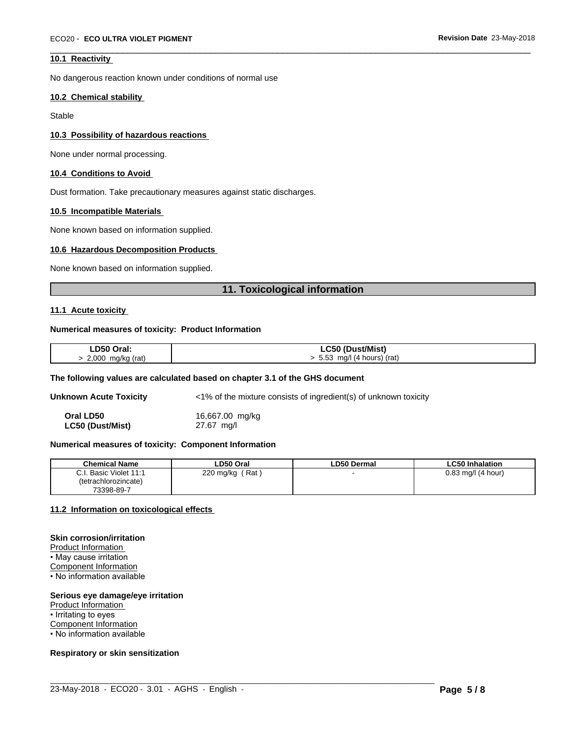#### 10.1 Reactivity

No dangerous reaction known under conditions of normal use

#### 10.2 Chemical stability

Stable

#### 10.3 Possibility of hazardous reactions

None under normal processing.

#### 10.4 Conditions to Avoid

Dust formation. Take precautionary measures against static discharges.

#### 10.5 Incompatible Materials

None known based on information supplied.

#### 10.6 Hazardous Decomposition Products

None known based on information supplied.

## 11. Toxicological information

#### 11.1 Acute toxicity

**Numerical measures of toxicity: Product Information**

| LD50 Oral: | LC50 (Dust/Mist) |
|---|---|
| > 2,000 mg/kg (rat) | > 5.53 mg/l (4 hours) (rat) |

**The following values are calculated based on chapter 3.1 of the GHS document**

**Unknown Acute Toxicity** <1% of the mixture consists of ingredient(s) of unknown toxicity

**Oral LD50** 16,667.00 mg/kg
**LC50 (Dust/Mist)** 27.67 mg/l

**Numerical measures of toxicity: Component Information**

| Chemical Name | LD50 Oral | LD50 Dermal | LC50 Inhalation |
|---|---|---|---|
| C.I. Basic Violet 11:1 (tetrachlorozincate) 73398-89-7 | 220 mg/kg ( Rat ) | - | 0.83 mg/l (4 hour) |

#### 11.2 Information on toxicological effects

**Skin corrosion/irritation**
Product Information
• May cause irritation
Component Information
• No information available

**Serious eye damage/eye irritation**
Product Information
• Irritating to eyes
Component Information
• No information available

**Respiratory or skin sensitization**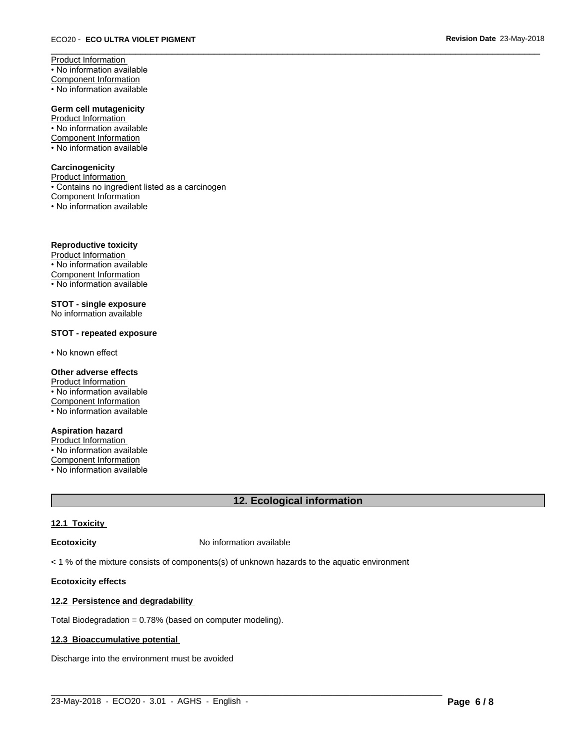Product Information
• No information available
Component Information
• No information available

**Germ cell mutagenicity**
Product Information
• No information available
Component Information
• No information available

**Carcinogenicity**
Product Information
• Contains no ingredient listed as a carcinogen
Component Information
• No information available

**Reproductive toxicity**
Product Information
• No information available
Component Information
• No information available

**STOT - single exposure**
No information available

**STOT - repeated exposure**

• No known effect

**Other adverse effects**
Product Information
• No information available
Component Information
• No information available

**Aspiration hazard**
Product Information
• No information available
Component Information
• No information available

## 12. Ecological information

**12.1 Toxicity**

**Ecotoxicity** No information available

< 1 % of the mixture consists of components(s) of unknown hazards to the aquatic environment

**Ecotoxicity effects**

**12.2 Persistence and degradability**

Total Biodegradation = 0.78% (based on computer modeling).

**12.3 Bioaccumulative potential**

Discharge into the environment must be avoided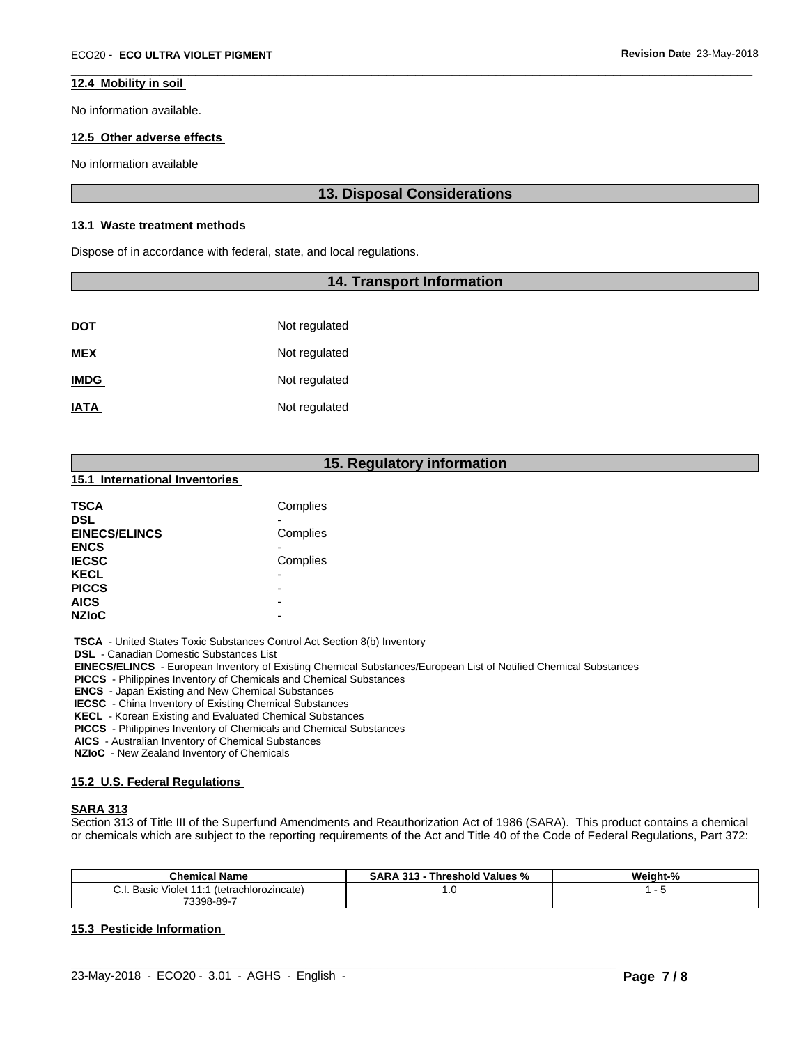#### 12.4 Mobility in soil

No information available.

#### 12.5 Other adverse effects

No information available

## 13. Disposal Considerations

#### 13.1 Waste treatment methods

Dispose of in accordance with federal, state, and local regulations.

## 14. Transport Information

| | |
|---|---|
| **DOT** | Not regulated |
| **MEX** | Not regulated |
| **IMDG** | Not regulated |
| **IATA** | Not regulated |

## 15. Regulatory information

#### 15.1 International Inventories

| | |
|---|---|
| **TSCA** | Complies |
| **DSL** | - |
| **EINECS/ELINCS** | Complies |
| **ENCS** | - |
| **IECSC** | Complies |
| **KECL** | - |
| **PICCS** | - |
| **AICS** | - |
| **NZIoC** | - |

**TSCA** - United States Toxic Substances Control Act Section 8(b) Inventory
**DSL** - Canadian Domestic Substances List
**EINECS/ELINCS** - European Inventory of Existing Chemical Substances/European List of Notified Chemical Substances
**PICCS** - Philippines Inventory of Chemicals and Chemical Substances
**ENCS** - Japan Existing and New Chemical Substances
**IECSC** - China Inventory of Existing Chemical Substances
**KECL** - Korean Existing and Evaluated Chemical Substances
**PICCS** - Philippines Inventory of Chemicals and Chemical Substances
**AICS** - Australian Inventory of Chemical Substances
**NZIoC** - New Zealand Inventory of Chemicals

#### 15.2 U.S. Federal Regulations

**SARA 313**
Section 313 of Title III of the Superfund Amendments and Reauthorization Act of 1986 (SARA). This product contains a chemical or chemicals which are subject to the reporting requirements of the Act and Title 40 of the Code of Federal Regulations, Part 372:

| Chemical Name | SARA 313 - Threshold Values % | Weight-% |
|---|---|---|
| C.I. Basic Violet 11:1 (tetrachlorozincate) 73398-89-7 | 1.0 | 1 - 5 |

#### 15.3 Pesticide Information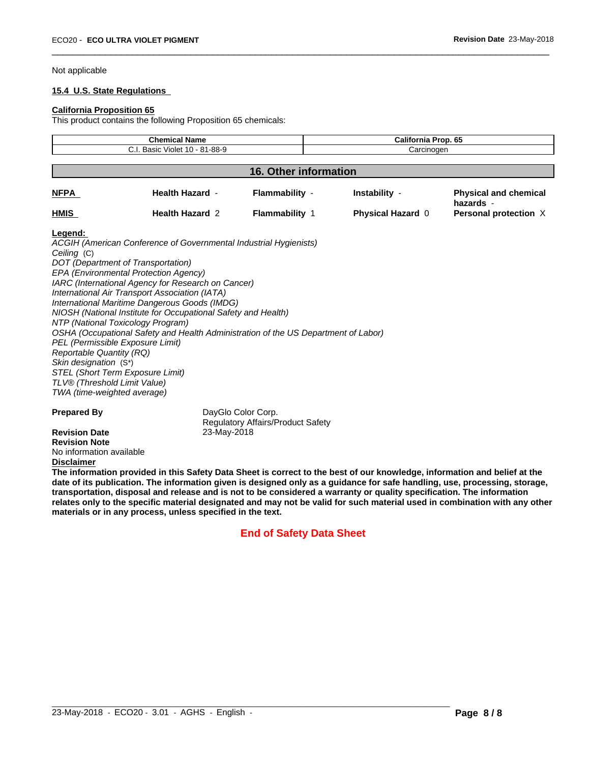Not applicable

### 15.4 U.S. State Regulations

**California Proposition 65**

This product contains the following Proposition 65 chemicals:

| Chemical Name | California Prop. 65 |
|---|---|
| C.I. Basic Violet 10 - 81-88-9 | Carcinogen |

## 16. Other information

| | | | | |
|---|---|---|---|---|
| **NFPA** | **Health Hazard** - | **Flammability** - | **Instability** - | **Physical and chemical hazards** - |
| **HMIS** | **Health Hazard** 2 | **Flammability** 1 | **Physical Hazard** 0 | **Personal protection** X |

**Legend:**

*ACGIH (American Conference of Governmental Industrial Hygienists)*
*Ceiling* (C)
*DOT (Department of Transportation)*
*EPA (Environmental Protection Agency)*
*IARC (International Agency for Research on Cancer)*
*International Air Transport Association (IATA)*
*International Maritime Dangerous Goods (IMDG)*
*NIOSH (National Institute for Occupational Safety and Health)*
*NTP (National Toxicology Program)*
*OSHA (Occupational Safety and Health Administration of the US Department of Labor)*
*PEL (Permissible Exposure Limit)*
*Reportable Quantity (RQ)*
*Skin designation* (S*)
*STEL (Short Term Exposure Limit)*
*TLV® (Threshold Limit Value)*
*TWA (time-weighted average)*

**Prepared By** DayGlo Color Corp.
Regulatory Affairs/Product Safety

**Revision Date** 23-May-2018

**Revision Note**

No information available

**Disclaimer**

**The information provided in this Safety Data Sheet is correct to the best of our knowledge, information and belief at the date of its publication. The information given is designed only as a guidance for safe handling, use, processing, storage, transportation, disposal and release and is not to be considered a warranty or quality specification. The information relates only to the specific material designated and may not be valid for such material used in combination with any other materials or in any process, unless specified in the text.**

**End of Safety Data Sheet**